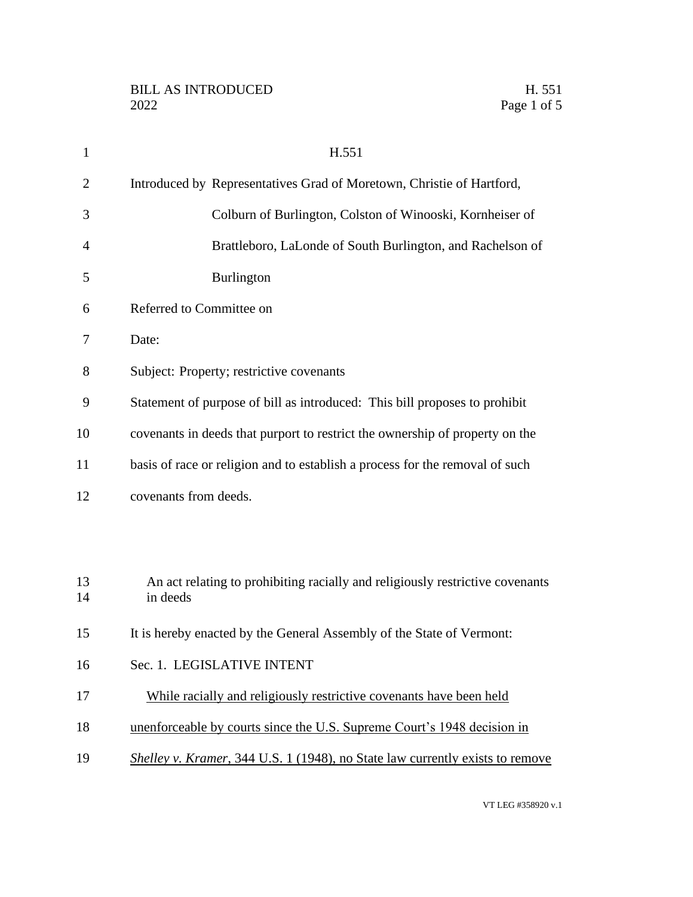H.551

Introduced by Representatives Grad of Moretown, Christie of Hartford, Colburn of Burlington, Colston of Winooski, Kornheiser of Brattleboro, LaLonde of South Burlington, and Rachelson of Burlington

Referred to Committee on

Date:

Subject: Property; restrictive covenants

Statement of purpose of bill as introduced: This bill proposes to prohibit covenants in deeds that purport to restrict the ownership of property on the basis of race or religion and to establish a process for the removal of such covenants from deeds.

An act relating to prohibiting racially and religiously restrictive covenants in deeds

It is hereby enacted by the General Assembly of the State of Vermont:

Sec. 1. LEGISLATIVE INTENT

While racially and religiously restrictive covenants have been held unenforceable by courts since the U.S. Supreme Court's 1948 decision in *Shelley v. Kramer*, 344 U.S. 1 (1948), no State law currently exists to remove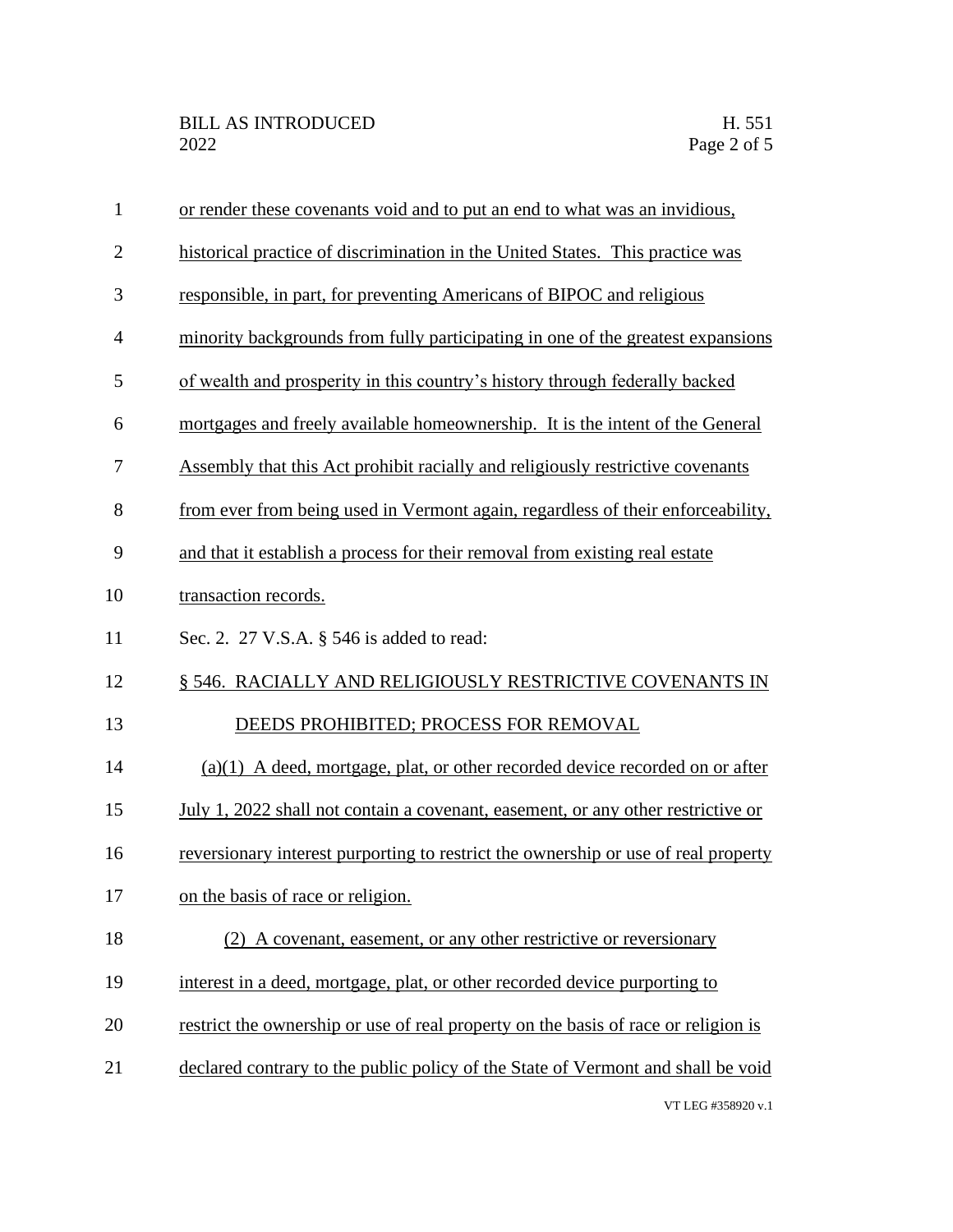or render these covenants void and to put an end to what was an invidious, historical practice of discrimination in the United States. This practice was responsible, in part, for preventing Americans of BIPOC and religious minority backgrounds from fully participating in one of the greatest expansions of wealth and prosperity in this country's history through federally backed mortgages and freely available homeownership. It is the intent of the General Assembly that this Act prohibit racially and religiously restrictive covenants from ever from being used in Vermont again, regardless of their enforceability, and that it establish a process for their removal from existing real estate transaction records.

Sec. 2. 27 V.S.A. § 546 is added to read:

§ 546. RACIALLY AND RELIGIOUSLY RESTRICTIVE COVENANTS IN DEEDS PROHIBITED; PROCESS FOR REMOVAL

(a)(1) A deed, mortgage, plat, or other recorded device recorded on or after July 1, 2022 shall not contain a covenant, easement, or any other restrictive or reversionary interest purporting to restrict the ownership or use of real property on the basis of race or religion.

(2) A covenant, easement, or any other restrictive or reversionary interest in a deed, mortgage, plat, or other recorded device purporting to restrict the ownership or use of real property on the basis of race or religion is declared contrary to the public policy of the State of Vermont and shall be void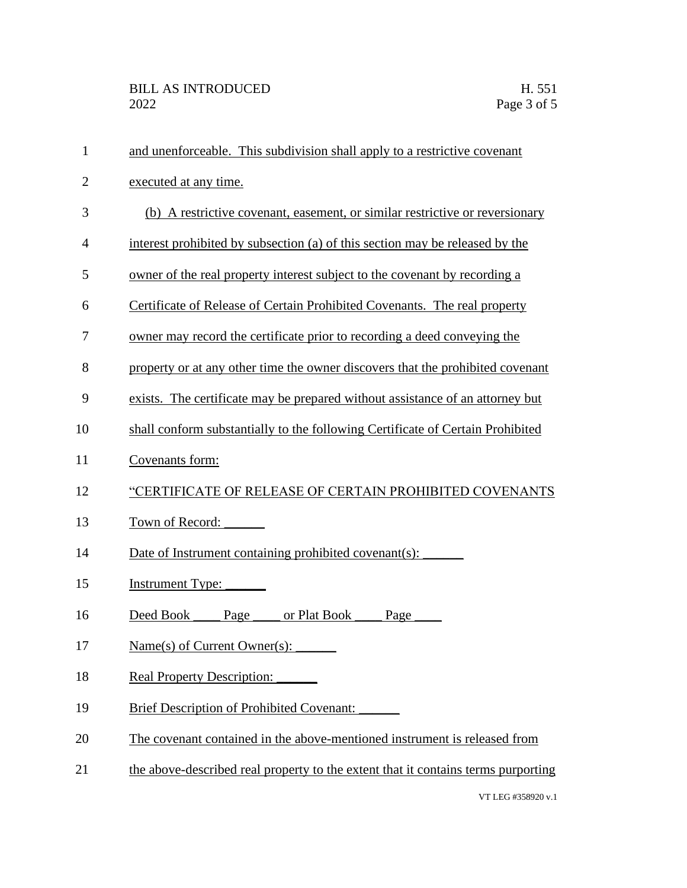and unenforceable. This subdivision shall apply to a restrictive covenant executed at any time.

(b) A restrictive covenant, easement, or similar restrictive or reversionary interest prohibited by subsection (a) of this section may be released by the owner of the real property interest subject to the covenant by recording a Certificate of Release of Certain Prohibited Covenants. The real property owner may record the certificate prior to recording a deed conveying the property or at any other time the owner discovers that the prohibited covenant exists. The certificate may be prepared without assistance of an attorney but shall conform substantially to the following Certificate of Certain Prohibited Covenants form:

"CERTIFICATE OF RELEASE OF CERTAIN PROHIBITED COVENANTS

Town of Record: ______

Date of Instrument containing prohibited covenant(s): ______

Instrument Type: ______

Deed Book ____ Page ____ or Plat Book ____ Page ____

Name(s) of Current Owner(s): ______

Real Property Description: ______

Brief Description of Prohibited Covenant: ______

The covenant contained in the above-mentioned instrument is released from the above-described real property to the extent that it contains terms purporting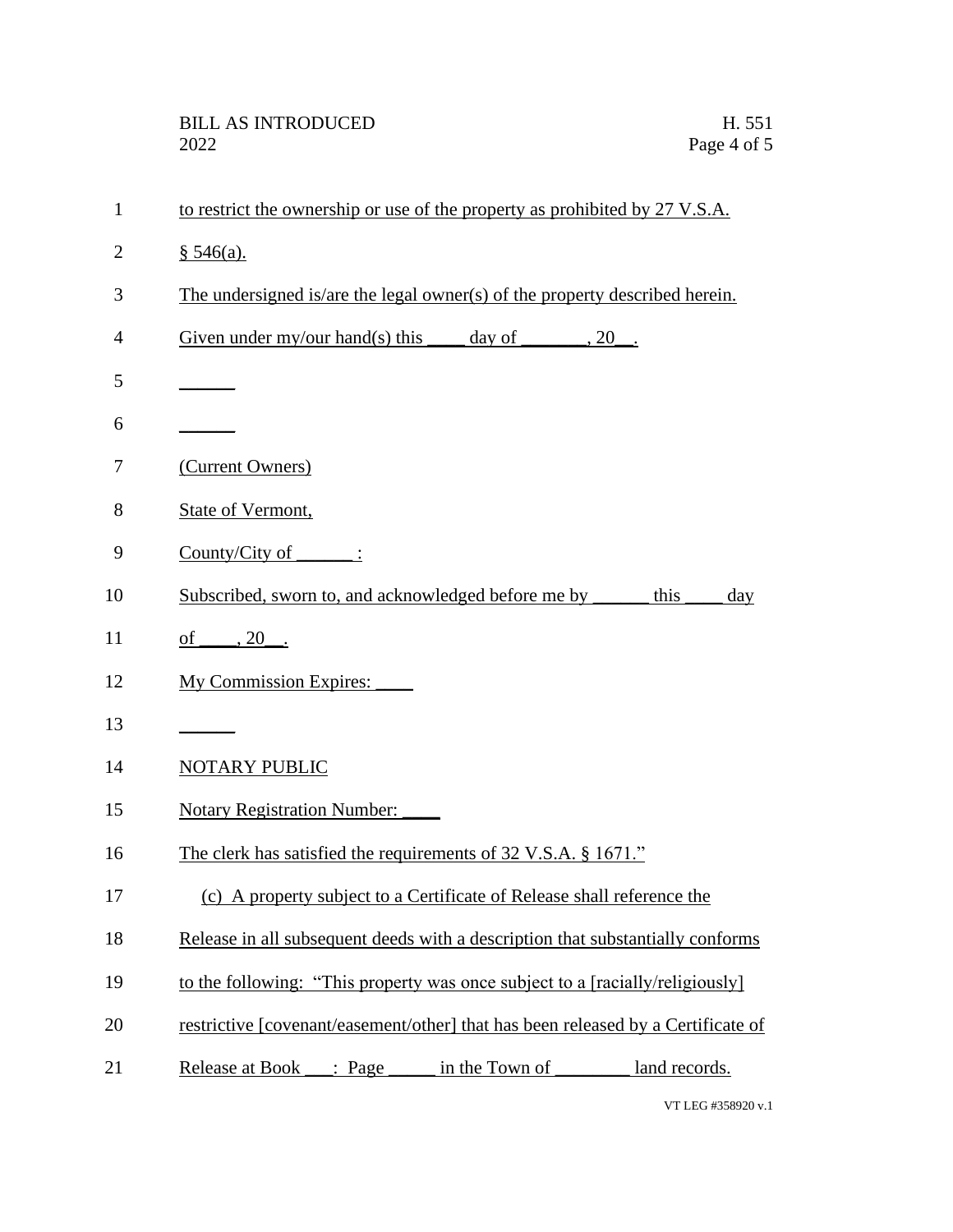to restrict the ownership or use of the property as prohibited by 27 V.S.A. § 546(a).

The undersigned is/are the legal owner(s) of the property described herein.

Given under my/our hand(s) this ____ day of _______, 20__.

______

______

(Current Owners)

State of Vermont,

County/City of ______ :

Subscribed, sworn to, and acknowledged before me by ______ this ____ day of ____, 20__.

My Commission Expires: ____

______

NOTARY PUBLIC

Notary Registration Number: ____

The clerk has satisfied the requirements of 32 V.S.A. § 1671."

(c) A property subject to a Certificate of Release shall reference the Release in all subsequent deeds with a description that substantially conforms to the following: "This property was once subject to a [racially/religiously] restrictive [covenant/easement/other] that has been released by a Certificate of Release at Book ___: Page _____ in the Town of ________ land records.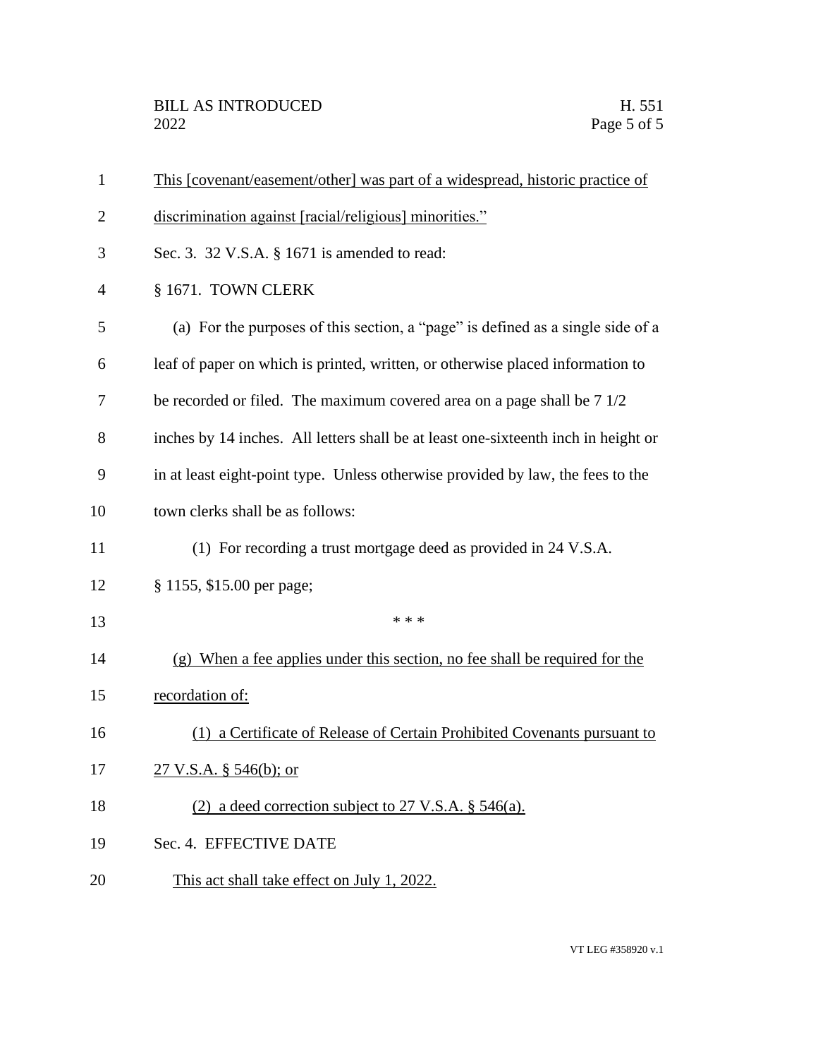This [covenant/easement/other] was part of a widespread, historic practice of discrimination against [racial/religious] minorities."

Sec. 3. 32 V.S.A. § 1671 is amended to read:

§ 1671. TOWN CLERK

(a) For the purposes of this section, a "page" is defined as a single side of a leaf of paper on which is printed, written, or otherwise placed information to be recorded or filed. The maximum covered area on a page shall be 7 1/2 inches by 14 inches. All letters shall be at least one-sixteenth inch in height or in at least eight-point type. Unless otherwise provided by law, the fees to the town clerks shall be as follows:

(1) For recording a trust mortgage deed as provided in 24 V.S.A. § 1155, $15.00 per page;

\* \* \*

(g) When a fee applies under this section, no fee shall be required for the recordation of:

(1) a Certificate of Release of Certain Prohibited Covenants pursuant to 27 V.S.A. § 546(b); or

(2) a deed correction subject to 27 V.S.A. § 546(a).

Sec. 4. EFFECTIVE DATE

This act shall take effect on July 1, 2022.